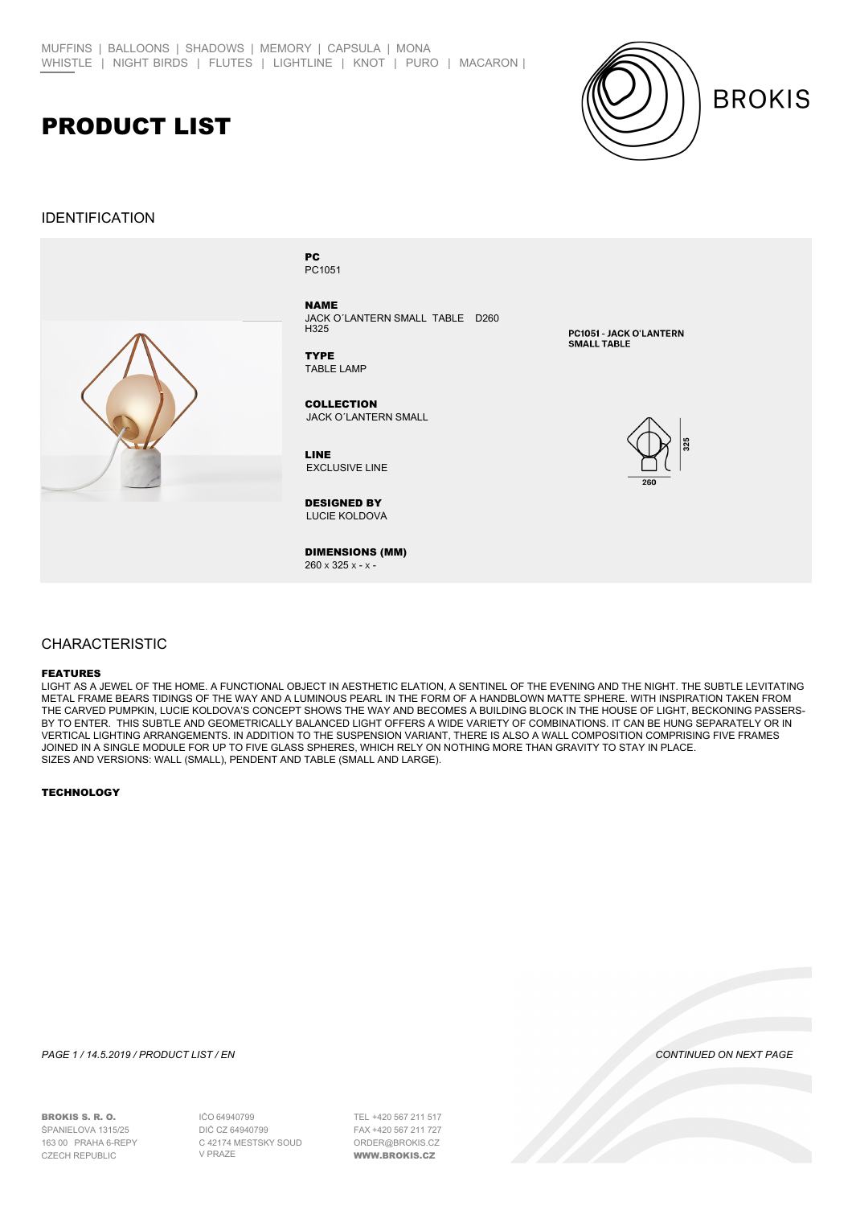MUFFINS | BALLOONS | SHADOWS | MEMORY | CAPSULA | MONA
WHISTLE | NIGHT BIRDS | FLUTES | LIGHTLINE | KNOT | PURO | MACARON |

BROKIS

# PRODUCT LIST

## IDENTIFICATION

**PC**
PC1051

**NAME**
JACK O´LANTERN SMALL TABLE D260 H325

**TYPE**
TABLE LAMP

**COLLECTION**
JACK O´LANTERN SMALL

**LINE**
EXCLUSIVE LINE

**DESIGNED BY**
LUCIE KOLDOVA

**DIMENSIONS (MM)**
260 x 325 x - x -

PC1051 - JACK O'LANTERN SMALL TABLE

325

260

## CHARACTERISTIC

**FEATURES**
LIGHT AS A JEWEL OF THE HOME. A FUNCTIONAL OBJECT IN AESTHETIC ELATION, A SENTINEL OF THE EVENING AND THE NIGHT. THE SUBTLE LEVITATING METAL FRAME BEARS TIDINGS OF THE WAY AND A LUMINOUS PEARL IN THE FORM OF A HANDBLOWN MATTE SPHERE. WITH INSPIRATION TAKEN FROM THE CARVED PUMPKIN, LUCIE KOLDOVA'S CONCEPT SHOWS THE WAY AND BECOMES A BUILDING BLOCK IN THE HOUSE OF LIGHT, BECKONING PASSERS-BY TO ENTER. THIS SUBTLE AND GEOMETRICALLY BALANCED LIGHT OFFERS A WIDE VARIETY OF COMBINATIONS. IT CAN BE HUNG SEPARATELY OR IN VERTICAL LIGHTING ARRANGEMENTS. IN ADDITION TO THE SUSPENSION VARIANT, THERE IS ALSO A WALL COMPOSITION COMPRISING FIVE FRAMES JOINED IN A SINGLE MODULE FOR UP TO FIVE GLASS SPHERES, WHICH RELY ON NOTHING MORE THAN GRAVITY TO STAY IN PLACE.
SIZES AND VERSIONS: WALL (SMALL), PENDENT AND TABLE (SMALL AND LARGE).

**TECHNOLOGY**

*PAGE 1 / 14.5.2019 / PRODUCT LIST / EN*

*CONTINUED ON NEXT PAGE*

**BROKIS S. R. O.**
ŠPANIELOVA 1315/25
163 00 PRAHA 6-REPY
CZECH REPUBLIC

IČO 64940799
DIČ CZ 64940799
C 42174 MESTSKY SOUD
V PRAZE

TEL +420 567 211 517
FAX +420 567 211 727
ORDER@BROKIS.CZ
**WWW.BROKIS.CZ**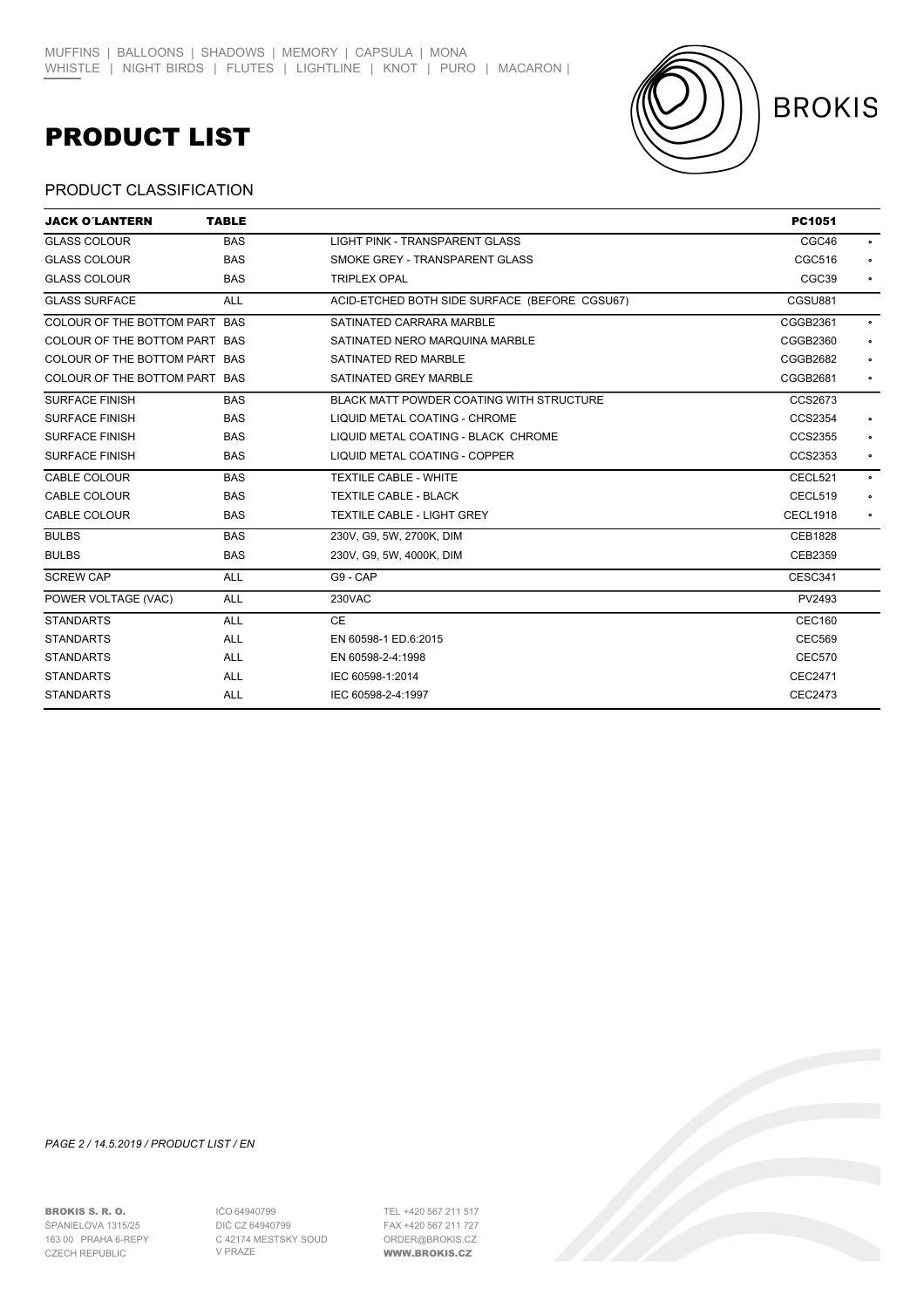MUFFINS | BALLOONS | SHADOWS | MEMORY | CAPSULA | MONA
WHISTLE | NIGHT BIRDS | FLUTES | LIGHTLINE | KNOT | PURO | MACARON |

# PRODUCT LIST

BROKIS

## PRODUCT CLASSIFICATION

| JACK O´LANTERN | TABLE | | PC1051 | |
|---|---|---|---|---|
| GLASS COLOUR | BAS | LIGHT PINK - TRANSPARENT GLASS | CGC46 | • |
| GLASS COLOUR | BAS | SMOKE GREY - TRANSPARENT GLASS | CGC516 | • |
| GLASS COLOUR | BAS | TRIPLEX OPAL | CGC39 | • |
| GLASS SURFACE | ALL | ACID-ETCHED BOTH SIDE SURFACE (BEFORE CGSU67) | CGSU881 | |
| COLOUR OF THE BOTTOM PART | BAS | SATINATED CARRARA MARBLE | CGGB2361 | • |
| COLOUR OF THE BOTTOM PART | BAS | SATINATED NERO MARQUINA MARBLE | CGGB2360 | • |
| COLOUR OF THE BOTTOM PART | BAS | SATINATED RED MARBLE | CGGB2682 | • |
| COLOUR OF THE BOTTOM PART | BAS | SATINATED GREY MARBLE | CGGB2681 | • |
| SURFACE FINISH | BAS | BLACK MATT POWDER COATING WITH STRUCTURE | CCS2673 | |
| SURFACE FINISH | BAS | LIQUID METAL COATING - CHROME | CCS2354 | • |
| SURFACE FINISH | BAS | LIQUID METAL COATING - BLACK CHROME | CCS2355 | • |
| SURFACE FINISH | BAS | LIQUID METAL COATING - COPPER | CCS2353 | • |
| CABLE COLOUR | BAS | TEXTILE CABLE - WHITE | CECL521 | • |
| CABLE COLOUR | BAS | TEXTILE CABLE - BLACK | CECL519 | • |
| CABLE COLOUR | BAS | TEXTILE CABLE - LIGHT GREY | CECL1918 | • |
| BULBS | BAS | 230V, G9, 5W, 2700K, DIM | CEB1828 | |
| BULBS | BAS | 230V, G9, 5W, 4000K, DIM | CEB2359 | |
| SCREW CAP | ALL | G9 - CAP | CESC341 | |
| POWER VOLTAGE (VAC) | ALL | 230VAC | PV2493 | |
| STANDARTS | ALL | CE | CEC160 | |
| STANDARTS | ALL | EN 60598-1 ED.6:2015 | CEC569 | |
| STANDARTS | ALL | EN 60598-2-4:1998 | CEC570 | |
| STANDARTS | ALL | IEC 60598-1:2014 | CEC2471 | |
| STANDARTS | ALL | IEC 60598-2-4:1997 | CEC2473 | |

*PAGE 2 / 14.5.2019 / PRODUCT LIST / EN*

**BROKIS S. R. O.**
ŠPANIELOVA 1315/25
163 00 PRAHA 6-ŘEPY
CZECH REPUBLIC

IČO 64940799
DIČ CZ 64940799
C 42174 MESTSKY SOUD V PRAZE

TEL +420 567 211 517
FAX +420 567 211 727
ORDER@BROKIS.CZ
**WWW.BROKIS.CZ**